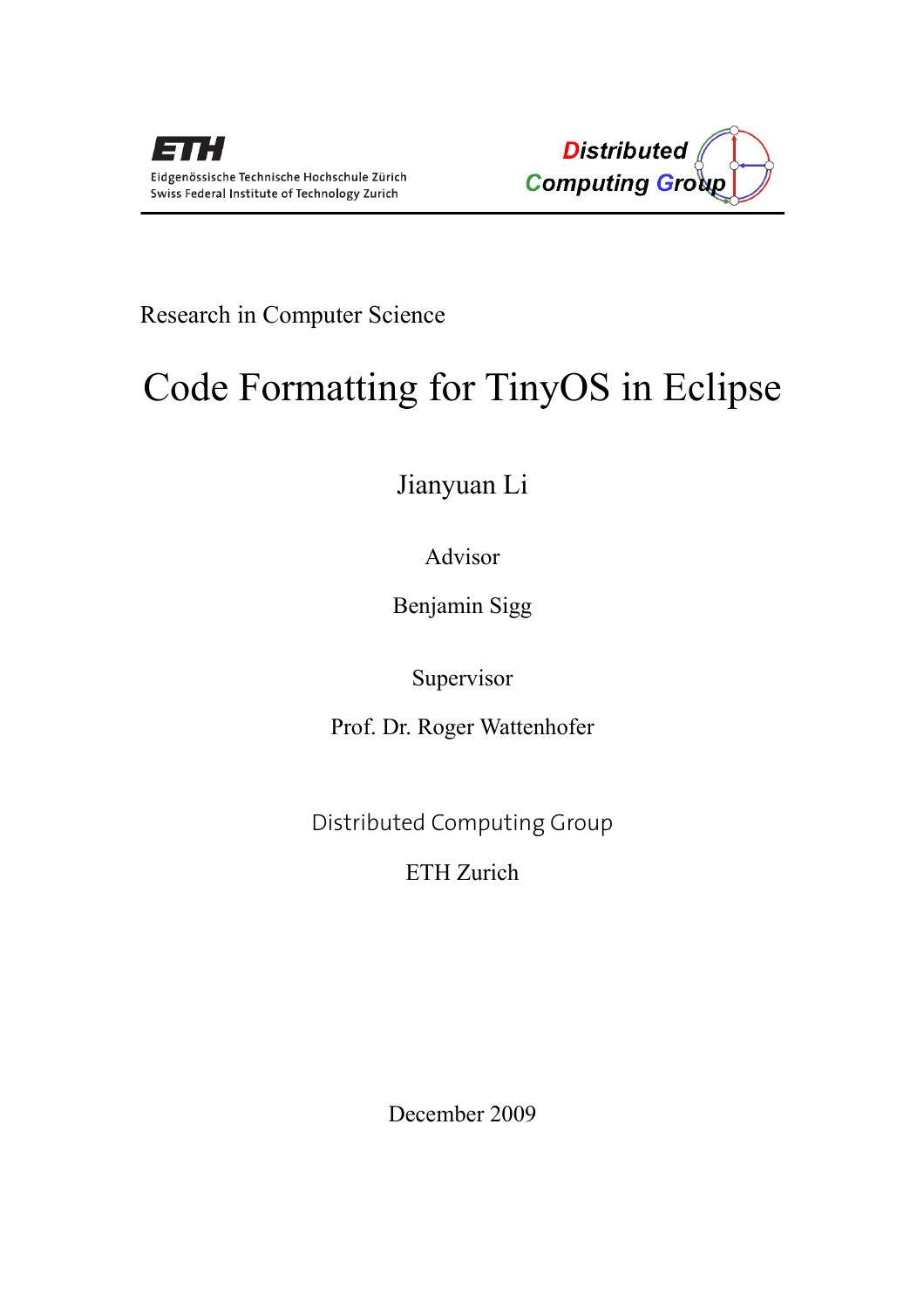Eidgenössische Technische Hochschule Zürich
Swiss Federal Institute of Technology Zurich

Distributed Computing Group

Research in Computer Science

# Code Formatting for TinyOS in Eclipse

Jianyuan Li

Advisor

Benjamin Sigg

Supervisor

Prof. Dr. Roger Wattenhofer

Distributed Computing Group

ETH Zurich

December 2009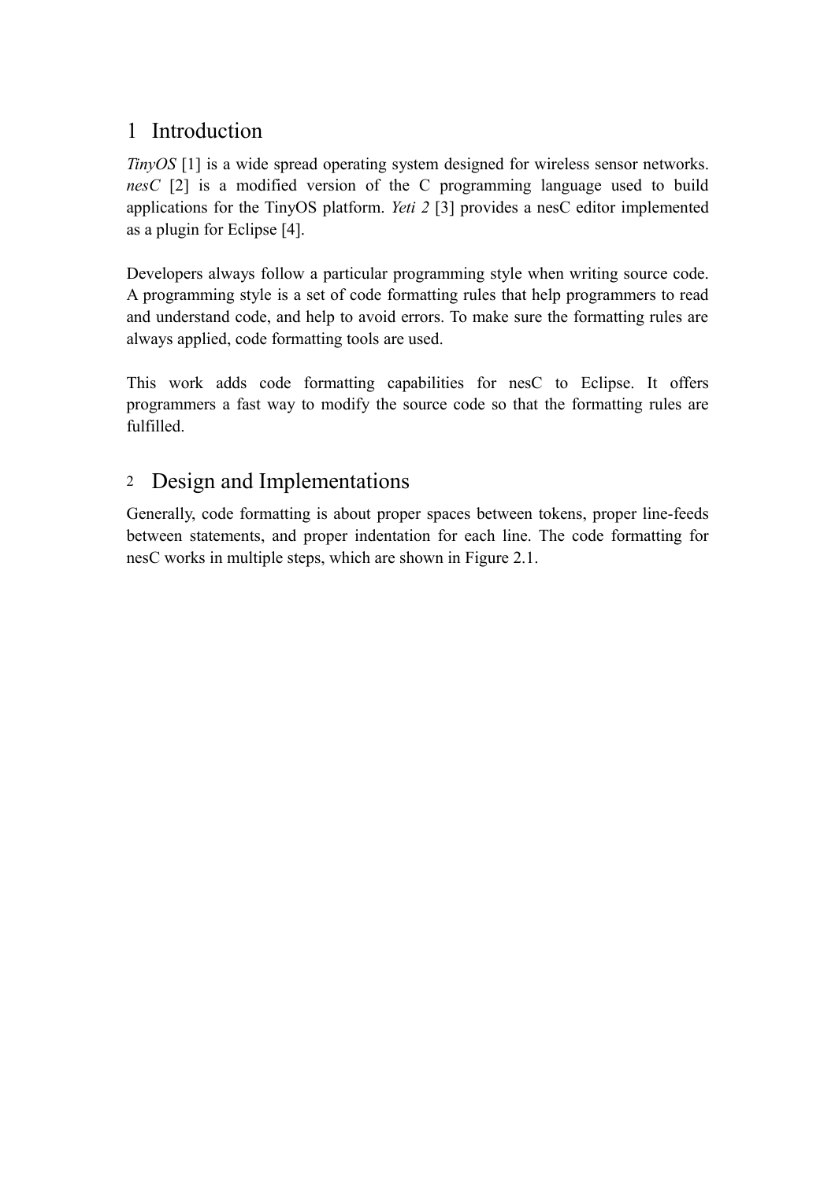# 1 Introduction

*TinyOS* [1] is a wide spread operating system designed for wireless sensor networks. *nesC* [2] is a modified version of the C programming language used to build applications for the TinyOS platform. *Yeti 2* [3] provides a nesC editor implemented as a plugin for Eclipse [4].

Developers always follow a particular programming style when writing source code. A programming style is a set of code formatting rules that help programmers to read and understand code, and help to avoid errors. To make sure the formatting rules are always applied, code formatting tools are used.

This work adds code formatting capabilities for nesC to Eclipse. It offers programmers a fast way to modify the source code so that the formatting rules are fulfilled.

# 2 Design and Implementations

Generally, code formatting is about proper spaces between tokens, proper line-feeds between statements, and proper indentation for each line. The code formatting for nesC works in multiple steps, which are shown in Figure 2.1.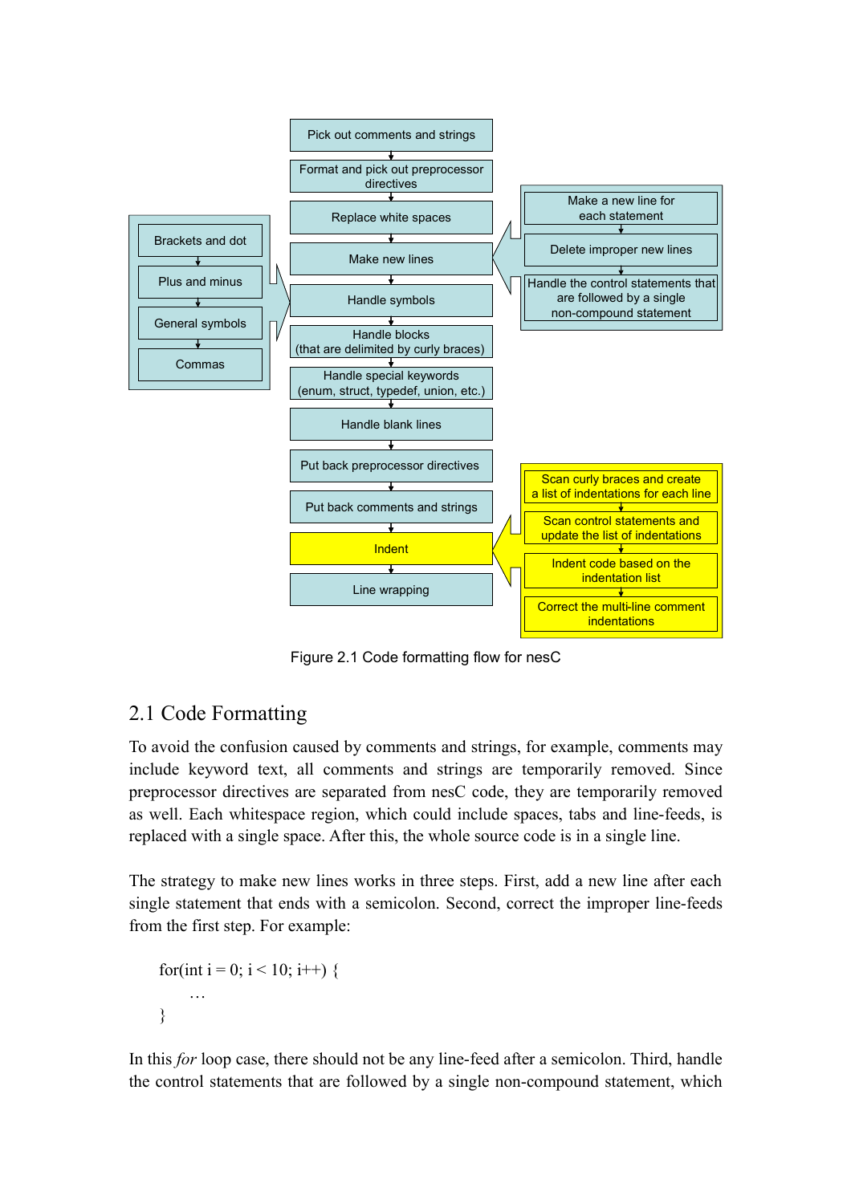- Pick out comments and strings
- Format and pick out preprocessor directives
- Replace white spaces
- Make new lines
  - Make a new line for each statement
  - Delete improper new lines
  - Handle the control statements that are followed by a single non-compound statement
- Handle symbols
  - Brackets and dot
  - Plus and minus
  - General symbols
  - Commas
- Handle blocks (that are delimited by curly braces)
- Handle special keywords (enum, struct, typedef, union, etc.)
- Handle blank lines
- Put back preprocessor directives
- Put back comments and strings
- Indent
  - Scan curly braces and create a list of indentations for each line
  - Scan control statements and update the list of indentations
  - Indent code based on the indentation list
  - Correct the multi-line comment indentations
- Line wrapping

Figure 2.1 Code formatting flow for nesC

## 2.1 Code Formatting

To avoid the confusion caused by comments and strings, for example, comments may include keyword text, all comments and strings are temporarily removed. Since preprocessor directives are separated from nesC code, they are temporarily removed as well. Each whitespace region, which could include spaces, tabs and line-feeds, is replaced with a single space. After this, the whole source code is in a single line.

The strategy to make new lines works in three steps. First, add a new line after each single statement that ends with a semicolon. Second, correct the improper line-feeds from the first step. For example:

```
for(int i = 0; i < 10; i++) {
    …
}
```

In this *for* loop case, there should not be any line-feed after a semicolon. Third, handle the control statements that are followed by a single non-compound statement, which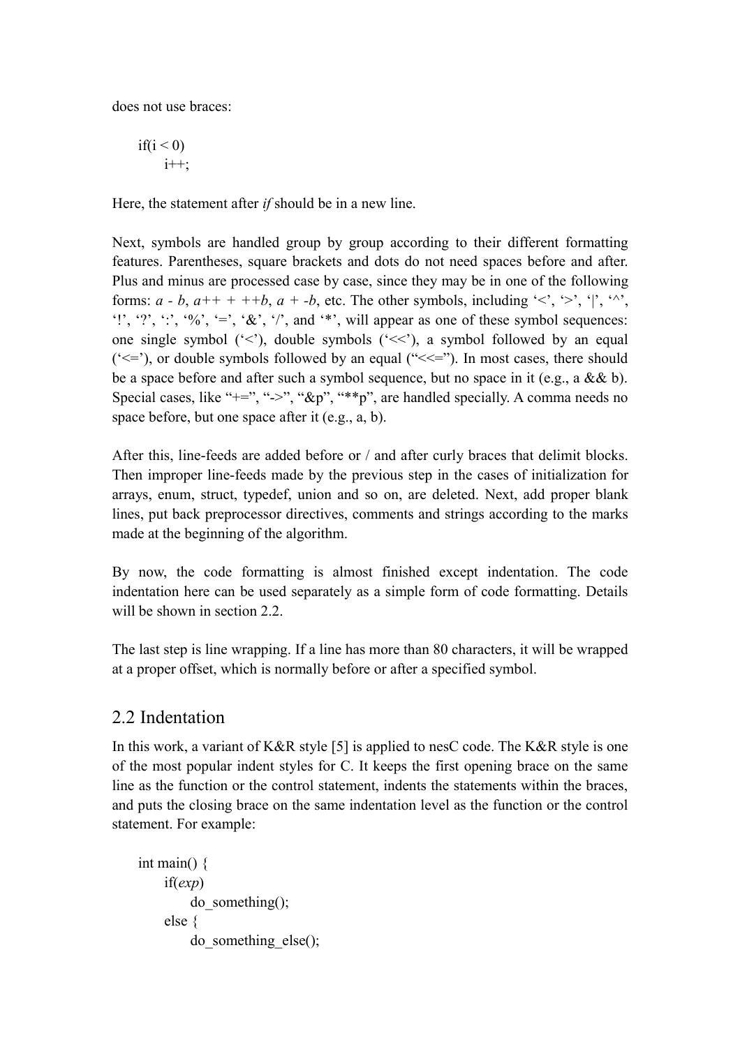does not use braces:

```
if(i < 0)
    i++;
```

Here, the statement after *if* should be in a new line.

Next, symbols are handled group by group according to their different formatting features. Parentheses, square brackets and dots do not need spaces before and after. Plus and minus are processed case by case, since they may be in one of the following forms: *a* - *b*, *a*++ + ++*b*, *a* + -*b*, etc. The other symbols, including '<', '>', '|', '^', '!', '?', ':', '%', '=', '&', '/', and '*', will appear as one of these symbol sequences: one single symbol ('<'), double symbols ('<<'), a symbol followed by an equal ('<='), or double symbols followed by an equal ("<<="). In most cases, there should be a space before and after such a symbol sequence, but no space in it (e.g., a && b). Special cases, like "+=", "->", "&p", "**p", are handled specially. A comma needs no space before, but one space after it (e.g., a, b).

After this, line-feeds are added before or / and after curly braces that delimit blocks. Then improper line-feeds made by the previous step in the cases of initialization for arrays, enum, struct, typedef, union and so on, are deleted. Next, add proper blank lines, put back preprocessor directives, comments and strings according to the marks made at the beginning of the algorithm.

By now, the code formatting is almost finished except indentation. The code indentation here can be used separately as a simple form of code formatting. Details will be shown in section 2.2.

The last step is line wrapping. If a line has more than 80 characters, it will be wrapped at a proper offset, which is normally before or after a specified symbol.

## 2.2 Indentation

In this work, a variant of K&R style [5] is applied to nesC code. The K&R style is one of the most popular indent styles for C. It keeps the first opening brace on the same line as the function or the control statement, indents the statements within the braces, and puts the closing brace on the same indentation level as the function or the control statement. For example:

```
int main() {
    if(exp)
        do_something();
    else {
        do_something_else();
```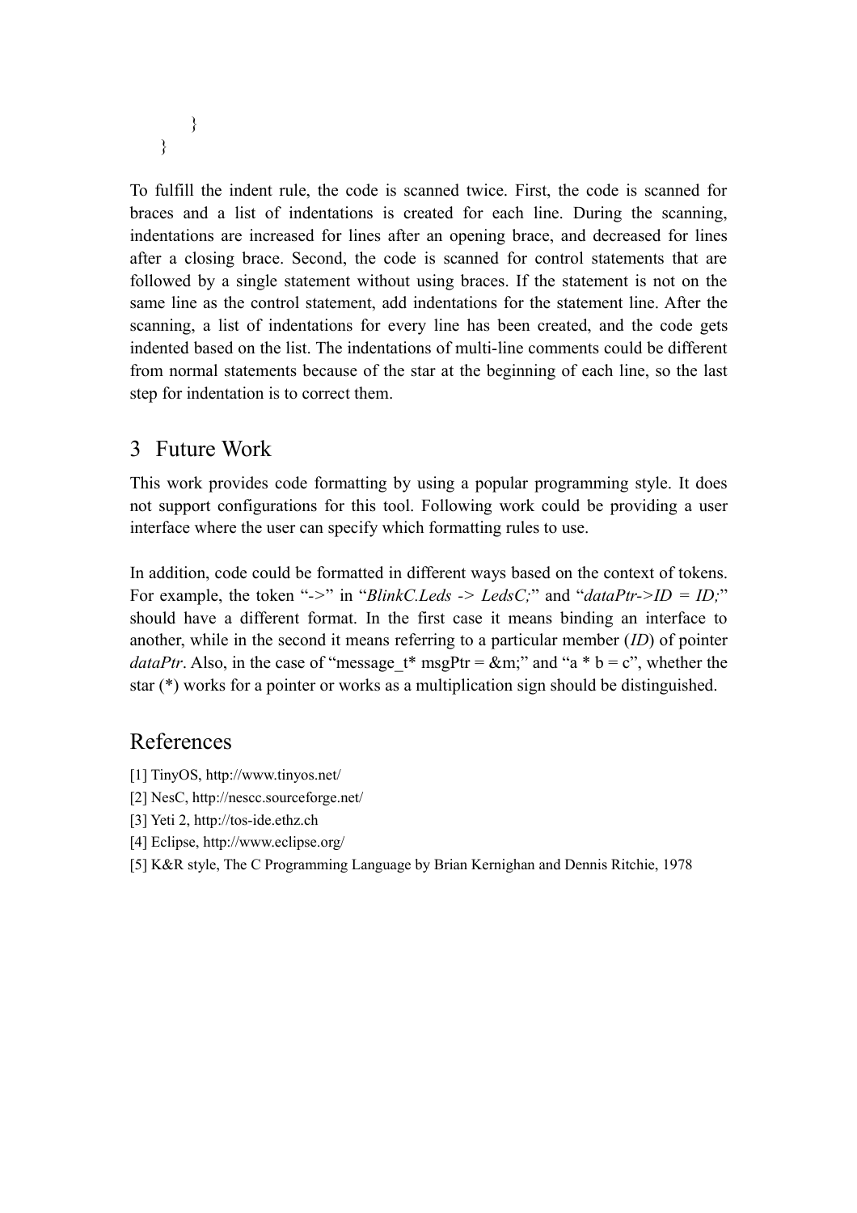```
        }
    }
```

To fulfill the indent rule, the code is scanned twice. First, the code is scanned for braces and a list of indentations is created for each line. During the scanning, indentations are increased for lines after an opening brace, and decreased for lines after a closing brace. Second, the code is scanned for control statements that are followed by a single statement without using braces. If the statement is not on the same line as the control statement, add indentations for the statement line. After the scanning, a list of indentations for every line has been created, and the code gets indented based on the list. The indentations of multi-line comments could be different from normal statements because of the star at the beginning of each line, so the last step for indentation is to correct them.

## 3 Future Work

This work provides code formatting by using a popular programming style. It does not support configurations for this tool. Following work could be providing a user interface where the user can specify which formatting rules to use.

In addition, code could be formatted in different ways based on the context of tokens. For example, the token "->" in "*BlinkC.Leds -> LedsC;*" and "*dataPtr->ID = ID;*" should have a different format. In the first case it means binding an interface to another, while in the second it means referring to a particular member (*ID*) of pointer *dataPtr*. Also, in the case of "message_t* msgPtr = &m;" and "a * b = c", whether the star (*) works for a pointer or works as a multiplication sign should be distinguished.

## References

[1] TinyOS, http://www.tinyos.net/

[2] NesC, http://nescc.sourceforge.net/

[3] Yeti 2, http://tos-ide.ethz.ch

[4] Eclipse, http://www.eclipse.org/

[5] K&R style, The C Programming Language by Brian Kernighan and Dennis Ritchie, 1978